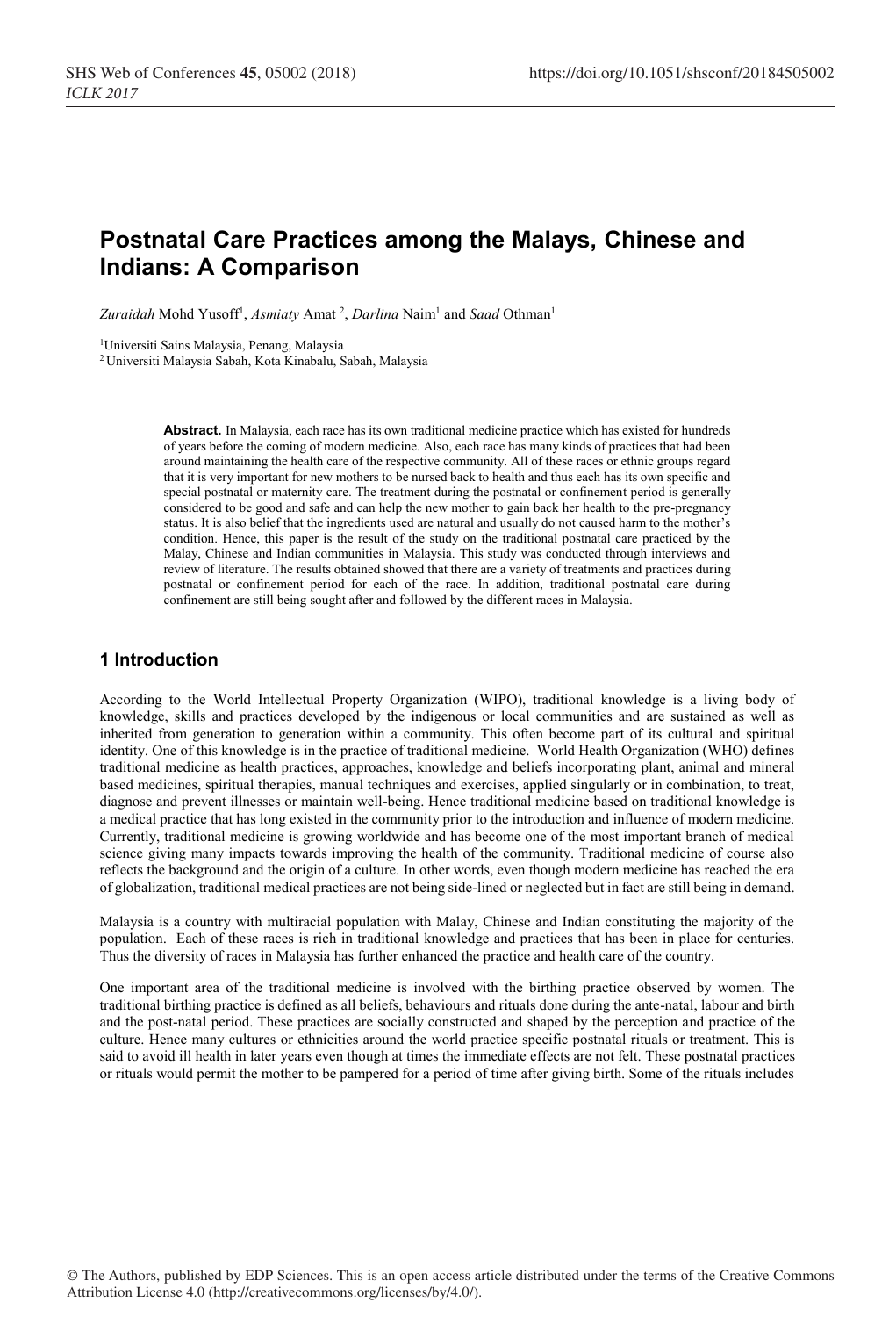# Postnatal Care Practices among the Malays, Chinese and Indians: A Comparison

*Zuraidah* Mohd Yusoff[1], *Asmiaty* Amat [2], *Darlina* Naim[1] and *Saad* Othman[1]

[1]Universiti Sains Malaysia, Penang, Malaysia
[2]Universiti Malaysia Sabah, Kota Kinabalu, Sabah, Malaysia

**Abstract.** In Malaysia, each race has its own traditional medicine practice which has existed for hundreds of years before the coming of modern medicine. Also, each race has many kinds of practices that had been around maintaining the health care of the respective community. All of these races or ethnic groups regard that it is very important for new mothers to be nursed back to health and thus each has its own specific and special postnatal or maternity care. The treatment during the postnatal or confinement period is generally considered to be good and safe and can help the new mother to gain back her health to the pre-pregnancy status. It is also belief that the ingredients used are natural and usually do not caused harm to the mother's condition. Hence, this paper is the result of the study on the traditional postnatal care practiced by the Malay, Chinese and Indian communities in Malaysia. This study was conducted through interviews and review of literature. The results obtained showed that there are a variety of treatments and practices during postnatal or confinement period for each of the race. In addition, traditional postnatal care during confinement are still being sought after and followed by the different races in Malaysia.

## 1 Introduction

According to the World Intellectual Property Organization (WIPO), traditional knowledge is a living body of knowledge, skills and practices developed by the indigenous or local communities and are sustained as well as inherited from generation to generation within a community. This often become part of its cultural and spiritual identity. One of this knowledge is in the practice of traditional medicine. World Health Organization (WHO) defines traditional medicine as health practices, approaches, knowledge and beliefs incorporating plant, animal and mineral based medicines, spiritual therapies, manual techniques and exercises, applied singularly or in combination, to treat, diagnose and prevent illnesses or maintain well-being. Hence traditional medicine based on traditional knowledge is a medical practice that has long existed in the community prior to the introduction and influence of modern medicine. Currently, traditional medicine is growing worldwide and has become one of the most important branch of medical science giving many impacts towards improving the health of the community. Traditional medicine of course also reflects the background and the origin of a culture. In other words, even though modern medicine has reached the era of globalization, traditional medical practices are not being side-lined or neglected but in fact are still being in demand.

Malaysia is a country with multiracial population with Malay, Chinese and Indian constituting the majority of the population. Each of these races is rich in traditional knowledge and practices that has been in place for centuries. Thus the diversity of races in Malaysia has further enhanced the practice and health care of the country.

One important area of the traditional medicine is involved with the birthing practice observed by women. The traditional birthing practice is defined as all beliefs, behaviours and rituals done during the ante-natal, labour and birth and the post-natal period. These practices are socially constructed and shaped by the perception and practice of the culture. Hence many cultures or ethnicities around the world practice specific postnatal rituals or treatment. This is said to avoid ill health in later years even though at times the immediate effects are not felt. These postnatal practices or rituals would permit the mother to be pampered for a period of time after giving birth. Some of the rituals includes

© The Authors, published by EDP Sciences. This is an open access article distributed under the terms of the Creative Commons Attribution License 4.0 (http://creativecommons.org/licenses/by/4.0/).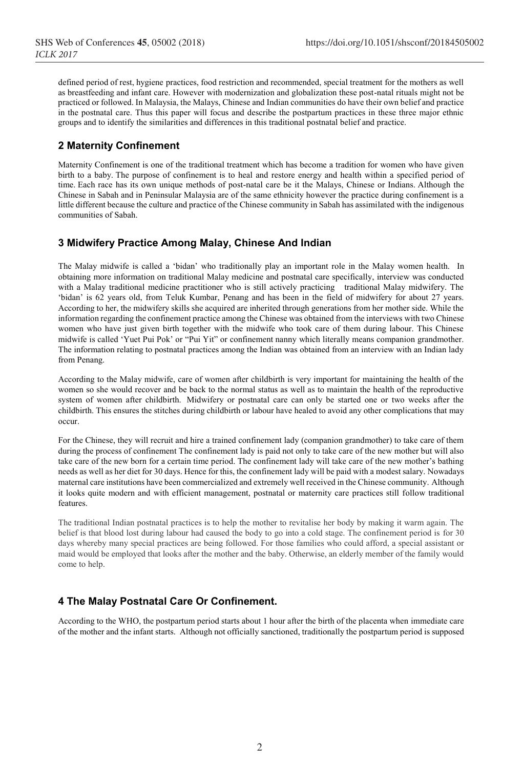defined period of rest, hygiene practices, food restriction and recommended, special treatment for the mothers as well as breastfeeding and infant care. However with modernization and globalization these post-natal rituals might not be practiced or followed. In Malaysia, the Malays, Chinese and Indian communities do have their own belief and practice in the postnatal care. Thus this paper will focus and describe the postpartum practices in these three major ethnic groups and to identify the similarities and differences in this traditional postnatal belief and practice.

## 2 Maternity Confinement

Maternity Confinement is one of the traditional treatment which has become a tradition for women who have given birth to a baby. The purpose of confinement is to heal and restore energy and health within a specified period of time. Each race has its own unique methods of post-natal care be it the Malays, Chinese or Indians. Although the Chinese in Sabah and in Peninsular Malaysia are of the same ethnicity however the practice during confinement is a little different because the culture and practice of the Chinese community in Sabah has assimilated with the indigenous communities of Sabah.

## 3 Midwifery Practice Among Malay, Chinese And Indian

The Malay midwife is called a 'bidan' who traditionally play an important role in the Malay women health. In obtaining more information on traditional Malay medicine and postnatal care specifically, interview was conducted with a Malay traditional medicine practitioner who is still actively practicing traditional Malay midwifery. The 'bidan' is 62 years old, from Teluk Kumbar, Penang and has been in the field of midwifery for about 27 years. According to her, the midwifery skills she acquired are inherited through generations from her mother side. While the information regarding the confinement practice among the Chinese was obtained from the interviews with two Chinese women who have just given birth together with the midwife who took care of them during labour. This Chinese midwife is called 'Yuet Pui Pok' or "Pui Yit" or confinement nanny which literally means companion grandmother. The information relating to postnatal practices among the Indian was obtained from an interview with an Indian lady from Penang.

According to the Malay midwife, care of women after childbirth is very important for maintaining the health of the women so she would recover and be back to the normal status as well as to maintain the health of the reproductive system of women after childbirth. Midwifery or postnatal care can only be started one or two weeks after the childbirth. This ensures the stitches during childbirth or labour have healed to avoid any other complications that may occur.

For the Chinese, they will recruit and hire a trained confinement lady (companion grandmother) to take care of them during the process of confinement The confinement lady is paid not only to take care of the new mother but will also take care of the new born for a certain time period. The confinement lady will take care of the new mother's bathing needs as well as her diet for 30 days. Hence for this, the confinement lady will be paid with a modest salary. Nowadays maternal care institutions have been commercialized and extremely well received in the Chinese community. Although it looks quite modern and with efficient management, postnatal or maternity care practices still follow traditional features.

The traditional Indian postnatal practices is to help the mother to revitalise her body by making it warm again. The belief is that blood lost during labour had caused the body to go into a cold stage. The confinement period is for 30 days whereby many special practices are being followed. For those families who could afford, a special assistant or maid would be employed that looks after the mother and the baby. Otherwise, an elderly member of the family would come to help.

## 4 The Malay Postnatal Care Or Confinement.

According to the WHO, the postpartum period starts about 1 hour after the birth of the placenta when immediate care of the mother and the infant starts. Although not officially sanctioned, traditionally the postpartum period is supposed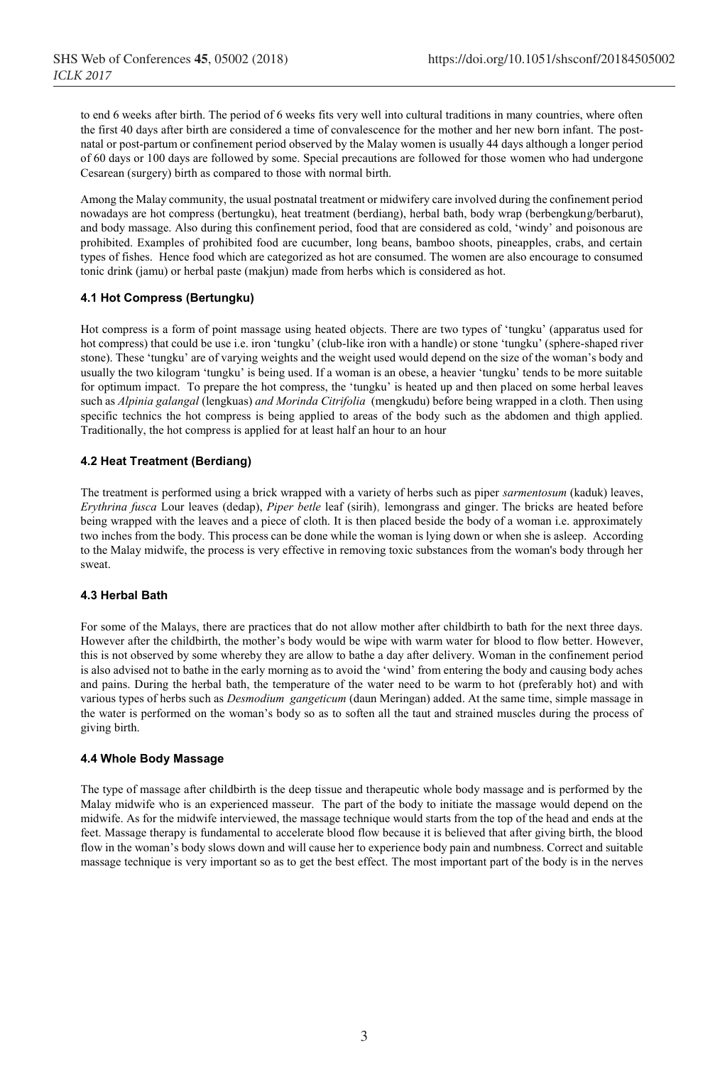to end 6 weeks after birth. The period of 6 weeks fits very well into cultural traditions in many countries, where often the first 40 days after birth are considered a time of convalescence for the mother and her new born infant. The post-natal or post-partum or confinement period observed by the Malay women is usually 44 days although a longer period of 60 days or 100 days are followed by some. Special precautions are followed for those women who had undergone Cesarean (surgery) birth as compared to those with normal birth.

Among the Malay community, the usual postnatal treatment or midwifery care involved during the confinement period nowadays are hot compress (bertungku), heat treatment (berdiang), herbal bath, body wrap (berbengkung/berbarut), and body massage. Also during this confinement period, food that are considered as cold, 'windy' and poisonous are prohibited. Examples of prohibited food are cucumber, long beans, bamboo shoots, pineapples, crabs, and certain types of fishes. Hence food which are categorized as hot are consumed. The women are also encourage to consumed tonic drink (jamu) or herbal paste (makjun) made from herbs which is considered as hot.

### 4.1 Hot Compress (Bertungku)

Hot compress is a form of point massage using heated objects. There are two types of 'tungku' (apparatus used for hot compress) that could be use i.e. iron 'tungku' (club-like iron with a handle) or stone 'tungku' (sphere-shaped river stone). These 'tungku' are of varying weights and the weight used would depend on the size of the woman's body and usually the two kilogram 'tungku' is being used. If a woman is an obese, a heavier 'tungku' tends to be more suitable for optimum impact. To prepare the hot compress, the 'tungku' is heated up and then placed on some herbal leaves such as *Alpinia galangal* (lengkuas) *and Morinda Citrifolia* (mengkudu) before being wrapped in a cloth. Then using specific technics the hot compress is being applied to areas of the body such as the abdomen and thigh applied. Traditionally, the hot compress is applied for at least half an hour to an hour

### 4.2 Heat Treatment (Berdiang)

The treatment is performed using a brick wrapped with a variety of herbs such as piper *sarmentosum* (kaduk) leaves, *Erythrina fusca* Lour leaves (dedap), *Piper betle* leaf (sirih), lemongrass and ginger. The bricks are heated before being wrapped with the leaves and a piece of cloth. It is then placed beside the body of a woman i.e. approximately two inches from the body. This process can be done while the woman is lying down or when she is asleep. According to the Malay midwife, the process is very effective in removing toxic substances from the woman's body through her sweat.

### 4.3 Herbal Bath

For some of the Malays, there are practices that do not allow mother after childbirth to bath for the next three days. However after the childbirth, the mother's body would be wipe with warm water for blood to flow better. However, this is not observed by some whereby they are allow to bathe a day after delivery. Woman in the confinement period is also advised not to bathe in the early morning as to avoid the 'wind' from entering the body and causing body aches and pains. During the herbal bath, the temperature of the water need to be warm to hot (preferably hot) and with various types of herbs such as *Desmodium gangeticum* (daun Meringan) added. At the same time, simple massage in the water is performed on the woman's body so as to soften all the taut and strained muscles during the process of giving birth.

### 4.4 Whole Body Massage

The type of massage after childbirth is the deep tissue and therapeutic whole body massage and is performed by the Malay midwife who is an experienced masseur. The part of the body to initiate the massage would depend on the midwife. As for the midwife interviewed, the massage technique would starts from the top of the head and ends at the feet. Massage therapy is fundamental to accelerate blood flow because it is believed that after giving birth, the blood flow in the woman's body slows down and will cause her to experience body pain and numbness. Correct and suitable massage technique is very important so as to get the best effect. The most important part of the body is in the nerves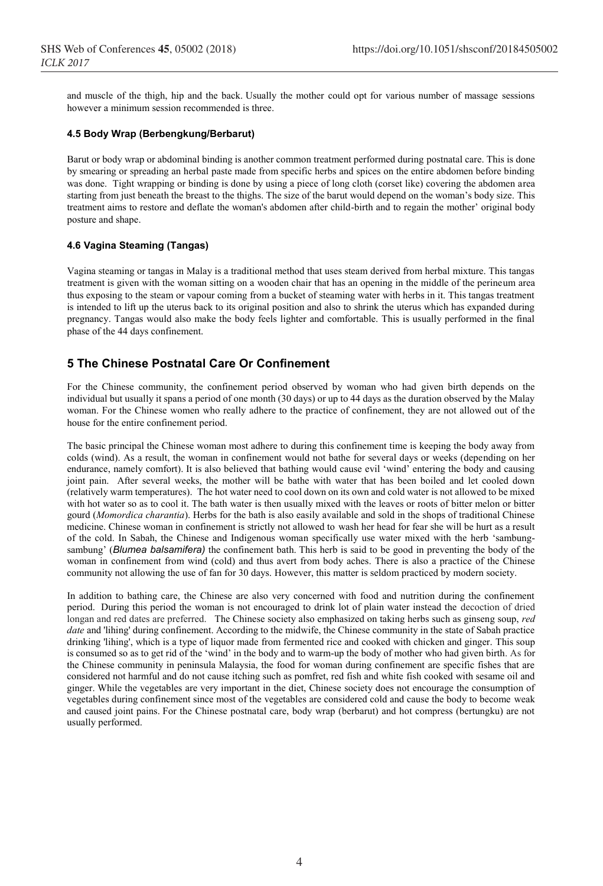and muscle of the thigh, hip and the back. Usually the mother could opt for various number of massage sessions however a minimum session recommended is three.

### 4.5 Body Wrap (Berbengkung/Berbarut)

Barut or body wrap or abdominal binding is another common treatment performed during postnatal care. This is done by smearing or spreading an herbal paste made from specific herbs and spices on the entire abdomen before binding was done. Tight wrapping or binding is done by using a piece of long cloth (corset like) covering the abdomen area starting from just beneath the breast to the thighs. The size of the barut would depend on the woman's body size. This treatment aims to restore and deflate the woman's abdomen after child-birth and to regain the mother' original body posture and shape.

### 4.6 Vagina Steaming (Tangas)

Vagina steaming or tangas in Malay is a traditional method that uses steam derived from herbal mixture. This tangas treatment is given with the woman sitting on a wooden chair that has an opening in the middle of the perineum area thus exposing to the steam or vapour coming from a bucket of steaming water with herbs in it. This tangas treatment is intended to lift up the uterus back to its original position and also to shrink the uterus which has expanded during pregnancy. Tangas would also make the body feels lighter and comfortable. This is usually performed in the final phase of the 44 days confinement.

## 5 The Chinese Postnatal Care Or Confinement

For the Chinese community, the confinement period observed by woman who had given birth depends on the individual but usually it spans a period of one month (30 days) or up to 44 days as the duration observed by the Malay woman. For the Chinese women who really adhere to the practice of confinement, they are not allowed out of the house for the entire confinement period.

The basic principal the Chinese woman most adhere to during this confinement time is keeping the body away from colds (wind). As a result, the woman in confinement would not bathe for several days or weeks (depending on her endurance, namely comfort). It is also believed that bathing would cause evil 'wind' entering the body and causing joint pain. After several weeks, the mother will be bathe with water that has been boiled and let cooled down (relatively warm temperatures). The hot water need to cool down on its own and cold water is not allowed to be mixed with hot water so as to cool it. The bath water is then usually mixed with the leaves or roots of bitter melon or bitter gourd (*Momordica charantia*). Herbs for the bath is also easily available and sold in the shops of traditional Chinese medicine. Chinese woman in confinement is strictly not allowed to wash her head for fear she will be hurt as a result of the cold. In Sabah, the Chinese and Indigenous woman specifically use water mixed with the herb 'sambung-sambung' (*Blumea balsamifera)* the confinement bath. This herb is said to be good in preventing the body of the woman in confinement from wind (cold) and thus avert from body aches. There is also a practice of the Chinese community not allowing the use of fan for 30 days. However, this matter is seldom practiced by modern society.

In addition to bathing care, the Chinese are also very concerned with food and nutrition during the confinement period. During this period the woman is not encouraged to drink lot of plain water instead the decoction of dried longan and red dates are preferred. The Chinese society also emphasized on taking herbs such as ginseng soup, *red date* and 'lihing' during confinement. According to the midwife, the Chinese community in the state of Sabah practice drinking 'lihing', which is a type of liquor made from fermented rice and cooked with chicken and ginger. This soup is consumed so as to get rid of the 'wind' in the body and to warm-up the body of mother who had given birth. As for the Chinese community in peninsula Malaysia, the food for woman during confinement are specific fishes that are considered not harmful and do not cause itching such as pomfret, red fish and white fish cooked with sesame oil and ginger. While the vegetables are very important in the diet, Chinese society does not encourage the consumption of vegetables during confinement since most of the vegetables are considered cold and cause the body to become weak and caused joint pains. For the Chinese postnatal care, body wrap (berbarut) and hot compress (bertungku) are not usually performed.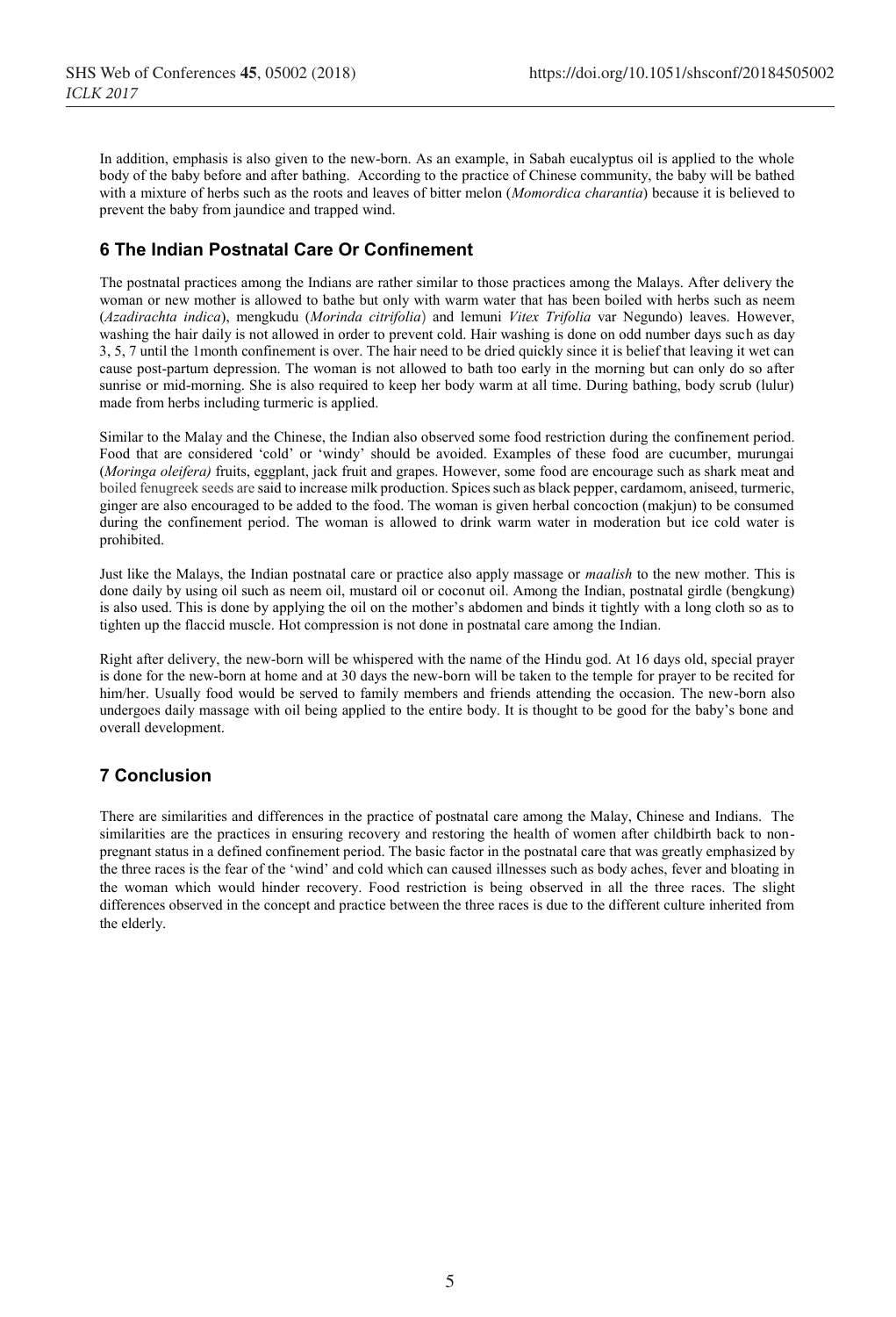In addition, emphasis is also given to the new-born. As an example, in Sabah eucalyptus oil is applied to the whole body of the baby before and after bathing. According to the practice of Chinese community, the baby will be bathed with a mixture of herbs such as the roots and leaves of bitter melon (*Momordica charantia*) because it is believed to prevent the baby from jaundice and trapped wind.

## 6 The Indian Postnatal Care Or Confinement

The postnatal practices among the Indians are rather similar to those practices among the Malays. After delivery the woman or new mother is allowed to bathe but only with warm water that has been boiled with herbs such as neem (*Azadirachta indica*), mengkudu (*Morinda citrifolia*) and lemuni *Vitex Trifolia* var Negundo) leaves. However, washing the hair daily is not allowed in order to prevent cold. Hair washing is done on odd number days such as day 3, 5, 7 until the 1month confinement is over. The hair need to be dried quickly since it is belief that leaving it wet can cause post-partum depression. The woman is not allowed to bath too early in the morning but can only do so after sunrise or mid-morning. She is also required to keep her body warm at all time. During bathing, body scrub (lulur) made from herbs including turmeric is applied.

Similar to the Malay and the Chinese, the Indian also observed some food restriction during the confinement period. Food that are considered 'cold' or 'windy' should be avoided. Examples of these food are cucumber, murungai (*Moringa oleifera)* fruits, eggplant, jack fruit and grapes. However, some food are encourage such as shark meat and boiled fenugreek seeds are said to increase milk production. Spices such as black pepper, cardamom, aniseed, turmeric, ginger are also encouraged to be added to the food. The woman is given herbal concoction (makjun) to be consumed during the confinement period. The woman is allowed to drink warm water in moderation but ice cold water is prohibited.

Just like the Malays, the Indian postnatal care or practice also apply massage or *maalish* to the new mother. This is done daily by using oil such as neem oil, mustard oil or coconut oil. Among the Indian, postnatal girdle (bengkung) is also used. This is done by applying the oil on the mother's abdomen and binds it tightly with a long cloth so as to tighten up the flaccid muscle. Hot compression is not done in postnatal care among the Indian.

Right after delivery, the new-born will be whispered with the name of the Hindu god. At 16 days old, special prayer is done for the new-born at home and at 30 days the new-born will be taken to the temple for prayer to be recited for him/her. Usually food would be served to family members and friends attending the occasion. The new-born also undergoes daily massage with oil being applied to the entire body. It is thought to be good for the baby's bone and overall development.

## 7 Conclusion

There are similarities and differences in the practice of postnatal care among the Malay, Chinese and Indians. The similarities are the practices in ensuring recovery and restoring the health of women after childbirth back to non-pregnant status in a defined confinement period. The basic factor in the postnatal care that was greatly emphasized by the three races is the fear of the 'wind' and cold which can caused illnesses such as body aches, fever and bloating in the woman which would hinder recovery. Food restriction is being observed in all the three races. The slight differences observed in the concept and practice between the three races is due to the different culture inherited from the elderly.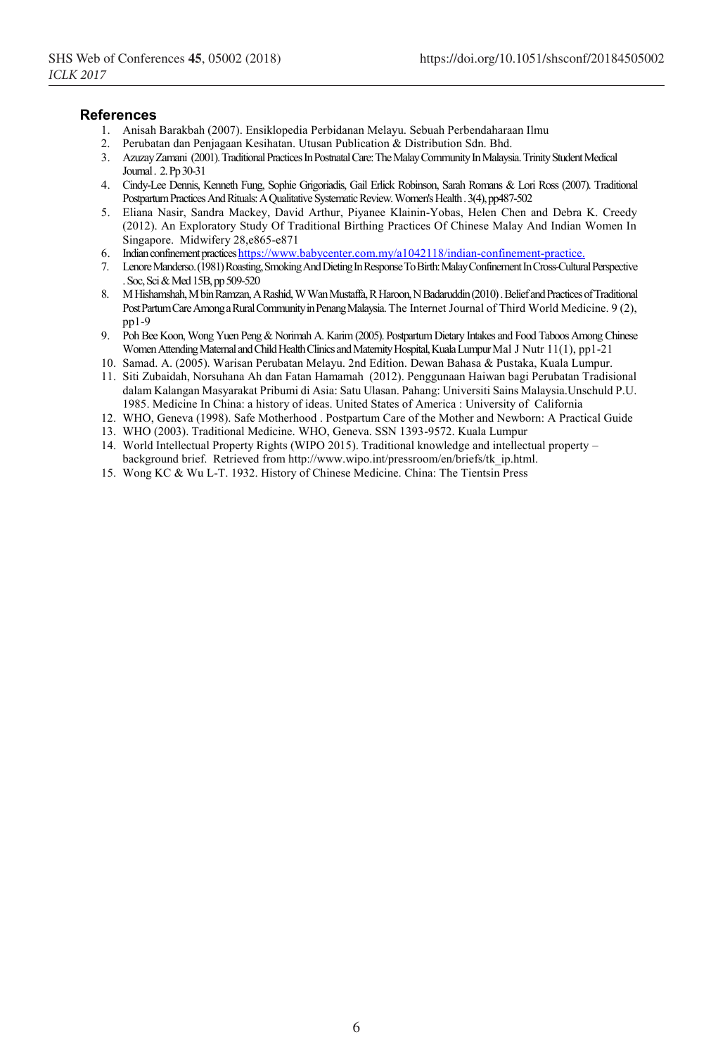## References

1. Anisah Barakbah (2007). Ensiklopedia Perbidanan Melayu. Sebuah Perbendaharaan Ilmu
2. Perubatan dan Penjagaan Kesihatan. Utusan Publication & Distribution Sdn. Bhd.
3. Azuzay Zamani (2001). Traditional Practices In Postnatal Care: The Malay Community In Malaysia. Trinity Student Medical Journal . 2. Pp 30-31
4. Cindy-Lee Dennis, Kenneth Fung, Sophie Grigoriadis, Gail Erlick Robinson, Sarah Romans & Lori Ross (2007). Traditional Postpartum Practices And Rituals: A Qualitative Systematic Review. Women's Health . 3(4), pp487-502
5. Eliana Nasir, Sandra Mackey, David Arthur, Piyanee Klainin-Yobas, Helen Chen and Debra K. Creedy (2012). An Exploratory Study Of Traditional Birthing Practices Of Chinese Malay And Indian Women In Singapore. Midwifery 28,e865-e871
6. Indian confinement practices https://www.babycenter.com.my/a1042118/indian-confinement-practice.
7. Lenore Manderso. (1981) Roasting, Smoking And Dieting In Response To Birth: Malay Confinement In Cross-Cultural Perspective . Soc, Sci & Med 15B, pp 509-520
8. M Hishamshah, M bin Ramzan, A Rashid, W Wan Mustaffa, R Haroon, N Badaruddin (2010) . Belief and Practices of Traditional Post Partum Care Among a Rural Community in Penang Malaysia. The Internet Journal of Third World Medicine. 9 (2), pp1-9
9. Poh Bee Koon, Wong Yuen Peng & Norimah A. Karim (2005). Postpartum Dietary Intakes and Food Taboos Among Chinese Women Attending Maternal and Child Health Clinics and Maternity Hospital, Kuala Lumpur Mal J Nutr 11(1), pp1-21
10. Samad. A. (2005). Warisan Perubatan Melayu. 2nd Edition. Dewan Bahasa & Pustaka, Kuala Lumpur.
11. Siti Zubaidah, Norsuhana Ah dan Fatan Hamamah (2012). Penggunaan Haiwan bagi Perubatan Tradisional dalam Kalangan Masyarakat Pribumi di Asia: Satu Ulasan. Pahang: Universiti Sains Malaysia.Unschuld P.U. 1985. Medicine In China: a history of ideas. United States of America : University of California
12. WHO, Geneva (1998). Safe Motherhood . Postpartum Care of the Mother and Newborn: A Practical Guide
13. WHO (2003). Traditional Medicine. WHO, Geneva. SSN 1393-9572. Kuala Lumpur
14. World Intellectual Property Rights (WIPO 2015). Traditional knowledge and intellectual property – background brief. Retrieved from http://www.wipo.int/pressroom/en/briefs/tk_ip.html.
15. Wong KC & Wu L-T. 1932. History of Chinese Medicine. China: The Tientsin Press